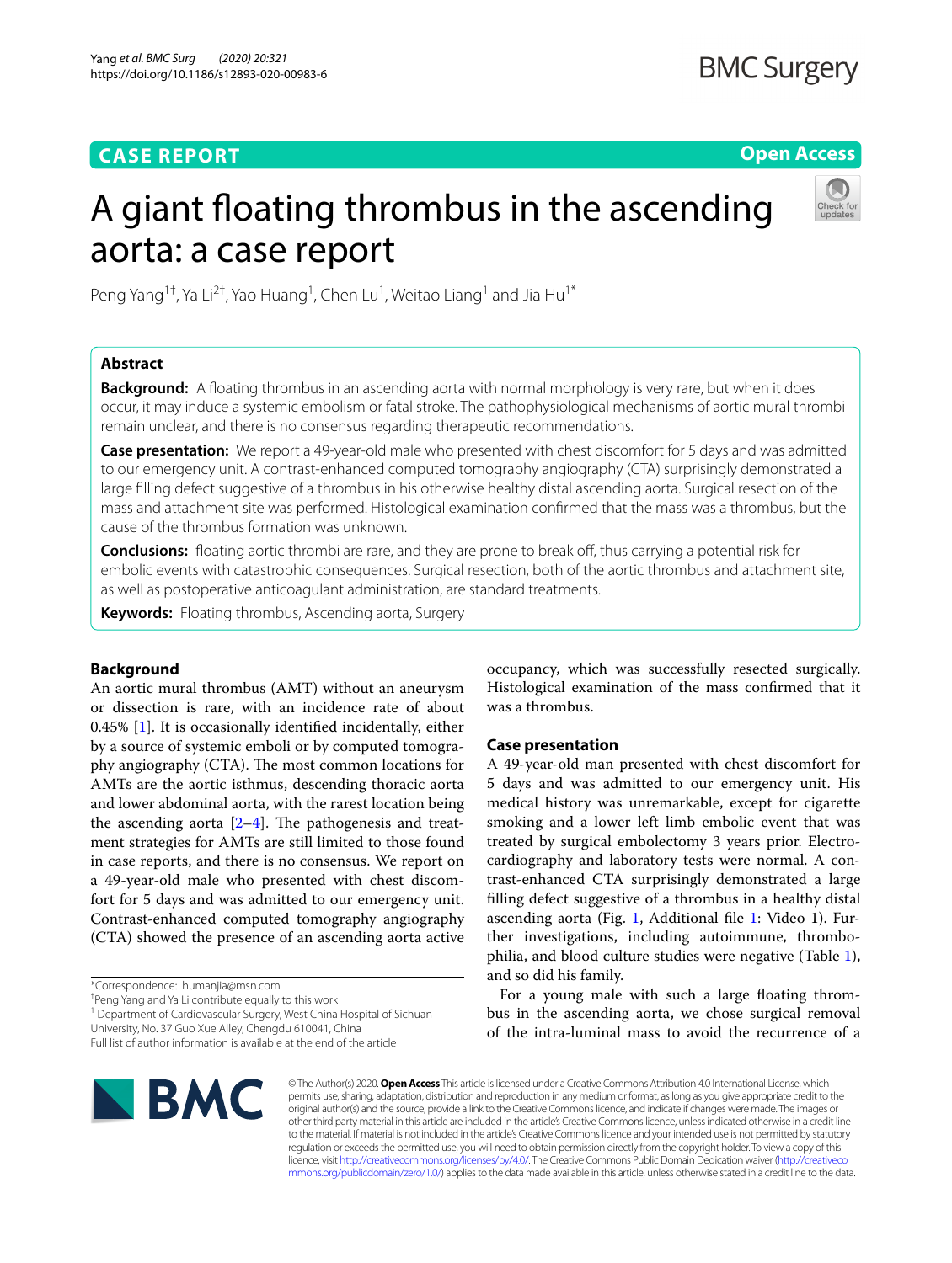CASE REPORT

Open Access

# A giant floating thrombus in the ascending aorta: a case report

Peng Yang[1†], Ya Li[2†], Yao Huang[1], Chen Lu[1], Weitao Liang[1] and Jia Hu[1*]

## Abstract

**Background:** A floating thrombus in an ascending aorta with normal morphology is very rare, but when it does occur, it may induce a systemic embolism or fatal stroke. The pathophysiological mechanisms of aortic mural thrombi remain unclear, and there is no consensus regarding therapeutic recommendations.

**Case presentation:** We report a 49-year-old male who presented with chest discomfort for 5 days and was admitted to our emergency unit. A contrast-enhanced computed tomography angiography (CTA) surprisingly demonstrated a large filling defect suggestive of a thrombus in his otherwise healthy distal ascending aorta. Surgical resection of the mass and attachment site was performed. Histological examination confirmed that the mass was a thrombus, but the cause of the thrombus formation was unknown.

**Conclusions:** floating aortic thrombi are rare, and they are prone to break off, thus carrying a potential risk for embolic events with catastrophic consequences. Surgical resection, both of the aortic thrombus and attachment site, as well as postoperative anticoagulant administration, are standard treatments.

**Keywords:** Floating thrombus, Ascending aorta, Surgery

## Background

An aortic mural thrombus (AMT) without an aneurysm or dissection is rare, with an incidence rate of about 0.45% [1]. It is occasionally identified incidentally, either by a source of systemic emboli or by computed tomography angiography (CTA). The most common locations for AMTs are the aortic isthmus, descending thoracic aorta and lower abdominal aorta, with the rarest location being the ascending aorta [2–4]. The pathogenesis and treatment strategies for AMTs are still limited to those found in case reports, and there is no consensus. We report on a 49-year-old male who presented with chest discomfort for 5 days and was admitted to our emergency unit. Contrast-enhanced computed tomography angiography (CTA) showed the presence of an ascending aorta active occupancy, which was successfully resected surgically. Histological examination of the mass confirmed that it was a thrombus.

## Case presentation

A 49-year-old man presented with chest discomfort for 5 days and was admitted to our emergency unit. His medical history was unremarkable, except for cigarette smoking and a lower left limb embolic event that was treated by surgical embolectomy 3 years prior. Electrocardiography and laboratory tests were normal. A contrast-enhanced CTA surprisingly demonstrated a large filling defect suggestive of a thrombus in a healthy distal ascending aorta (Fig. 1, Additional file 1: Video 1). Further investigations, including autoimmune, thrombophilia, and blood culture studies were negative (Table 1), and so did his family.

For a young male with such a large floating thrombus in the ascending aorta, we chose surgical removal of the intra-luminal mass to avoid the recurrence of a

*Correspondence: humanjia@msn.com

†Peng Yang and Ya Li contribute equally to this work

[1] Department of Cardiovascular Surgery, West China Hospital of Sichuan University, No. 37 Guo Xue Alley, Chengdu 610041, China

Full list of author information is available at the end of the article

© The Author(s) 2020. **Open Access** This article is licensed under a Creative Commons Attribution 4.0 International License, which permits use, sharing, adaptation, distribution and reproduction in any medium or format, as long as you give appropriate credit to the original author(s) and the source, provide a link to the Creative Commons licence, and indicate if changes were made. The images or other third party material in this article are included in the article's Creative Commons licence, unless indicated otherwise in a credit line to the material. If material is not included in the article's Creative Commons licence and your intended use is not permitted by statutory regulation or exceeds the permitted use, you will need to obtain permission directly from the copyright holder. To view a copy of this licence, visit http://creativecommons.org/licenses/by/4.0/. The Creative Commons Public Domain Dedication waiver (http://creativecommons.org/publicdomain/zero/1.0/) applies to the data made available in this article, unless otherwise stated in a credit line to the data.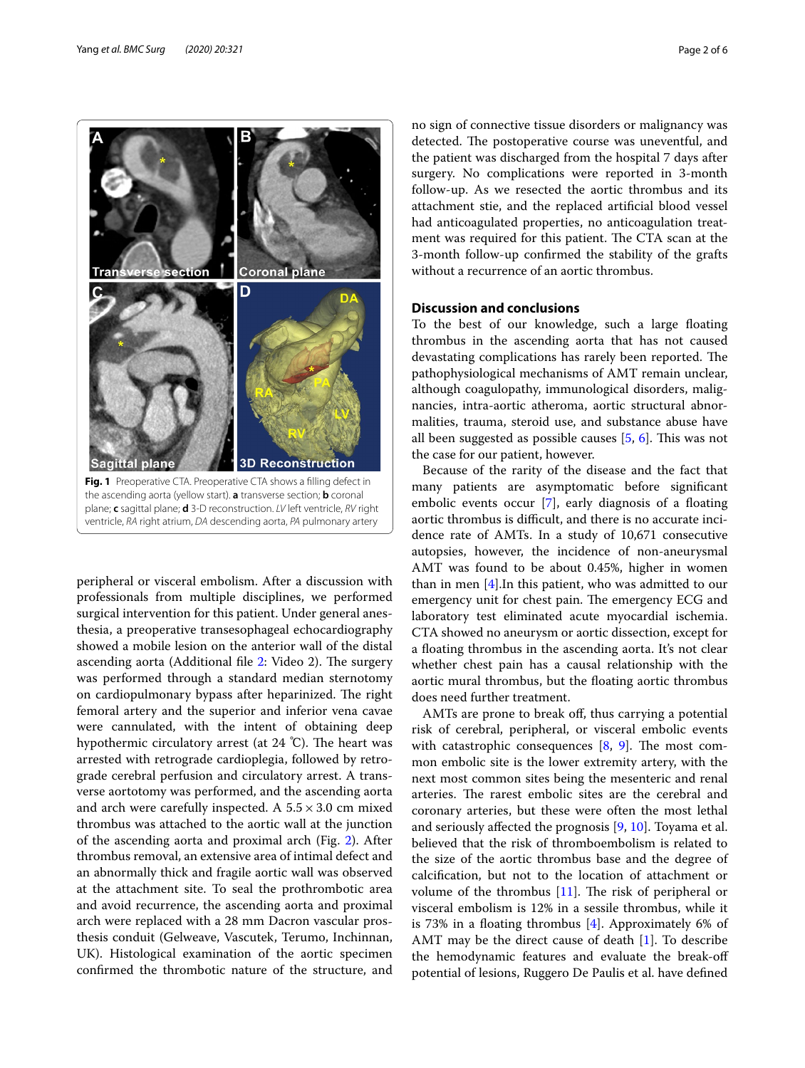Fig. 1 Preoperative CTA. Preoperative CTA shows a filling defect in the ascending aorta (yellow start). **a** transverse section; **b** coronal plane; **c** sagittal plane; **d** 3-D reconstruction. *LV* left ventricle, *RV* right ventricle, *RA* right atrium, *DA* descending aorta, *PA* pulmonary artery

peripheral or visceral embolism. After a discussion with professionals from multiple disciplines, we performed surgical intervention for this patient. Under general anesthesia, a preoperative transesophageal echocardiography showed a mobile lesion on the anterior wall of the distal ascending aorta (Additional file 2: Video 2). The surgery was performed through a standard median sternotomy on cardiopulmonary bypass after heparinized. The right femoral artery and the superior and inferior vena cavae were cannulated, with the intent of obtaining deep hypothermic circulatory arrest (at 24 ℃). The heart was arrested with retrograde cardioplegia, followed by retrograde cerebral perfusion and circulatory arrest. A transverse aortotomy was performed, and the ascending aorta and arch were carefully inspected. A $5.5 \times 3.0$ cm mixed thrombus was attached to the aortic wall at the junction of the ascending aorta and proximal arch (Fig. 2). After thrombus removal, an extensive area of intimal defect and an abnormally thick and fragile aortic wall was observed at the attachment site. To seal the prothrombotic area and avoid recurrence, the ascending aorta and proximal arch were replaced with a 28 mm Dacron vascular prosthesis conduit (Gelweave, Vascutek, Terumo, Inchinnan, UK). Histological examination of the aortic specimen confirmed the thrombotic nature of the structure, and no sign of connective tissue disorders or malignancy was detected. The postoperative course was uneventful, and the patient was discharged from the hospital 7 days after surgery. No complications were reported in 3-month follow-up. As we resected the aortic thrombus and its attachment stie, and the replaced artificial blood vessel had anticoagulated properties, no anticoagulation treatment was required for this patient. The CTA scan at the 3-month follow-up confirmed the stability of the grafts without a recurrence of an aortic thrombus.

## Discussion and conclusions

To the best of our knowledge, such a large floating thrombus in the ascending aorta that has not caused devastating complications has rarely been reported. The pathophysiological mechanisms of AMT remain unclear, although coagulopathy, immunological disorders, malignancies, intra-aortic atheroma, aortic structural abnormalities, trauma, steroid use, and substance abuse have all been suggested as possible causes [5, 6]. This was not the case for our patient, however.

Because of the rarity of the disease and the fact that many patients are asymptomatic before significant embolic events occur [7], early diagnosis of a floating aortic thrombus is difficult, and there is no accurate incidence rate of AMTs. In a study of 10,671 consecutive autopsies, however, the incidence of non-aneurysmal AMT was found to be about 0.45%, higher in women than in men [4].In this patient, who was admitted to our emergency unit for chest pain. The emergency ECG and laboratory test eliminated acute myocardial ischemia. CTA showed no aneurysm or aortic dissection, except for a floating thrombus in the ascending aorta. It's not clear whether chest pain has a causal relationship with the aortic mural thrombus, but the floating aortic thrombus does need further treatment.

AMTs are prone to break off, thus carrying a potential risk of cerebral, peripheral, or visceral embolic events with catastrophic consequences [8, 9]. The most common embolic site is the lower extremity artery, with the next most common sites being the mesenteric and renal arteries. The rarest embolic sites are the cerebral and coronary arteries, but these were often the most lethal and seriously affected the prognosis [9, 10]. Toyama et al. believed that the risk of thromboembolism is related to the size of the aortic thrombus base and the degree of calcification, but not to the location of attachment or volume of the thrombus [11]. The risk of peripheral or visceral embolism is 12% in a sessile thrombus, while it is 73% in a floating thrombus [4]. Approximately 6% of AMT may be the direct cause of death [1]. To describe the hemodynamic features and evaluate the break-off potential of lesions, Ruggero De Paulis et al. have defined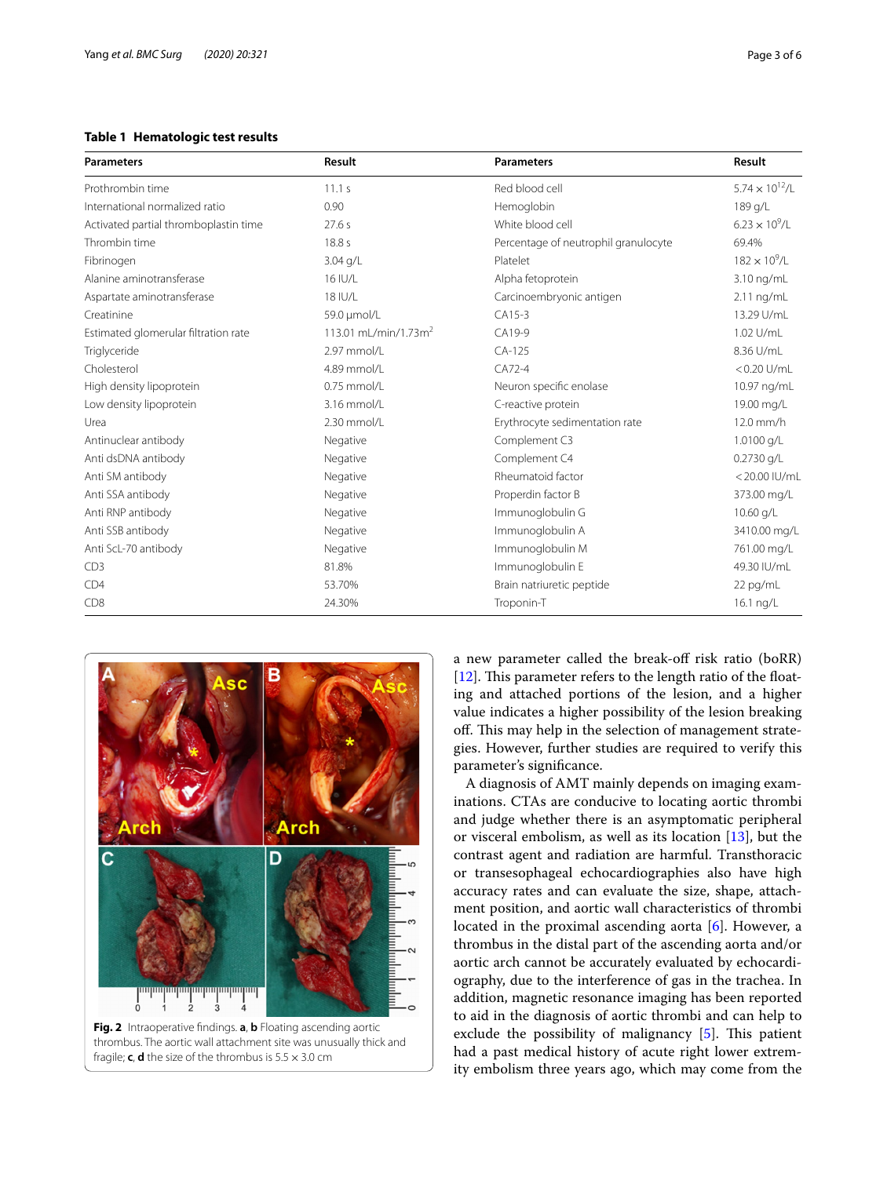**Table 1 Hematologic test results**

| Parameters | Result | Parameters | Result |
|---|---|---|---|
| Prothrombin time | 11.1 s | Red blood cell | $5.74 \times 10^{12}$/L |
| International normalized ratio | 0.90 | Hemoglobin | 189 g/L |
| Activated partial thromboplastin time | 27.6 s | White blood cell | $6.23 \times 10^{9}$/L |
| Thrombin time | 18.8 s | Percentage of neutrophil granulocyte | 69.4% |
| Fibrinogen | 3.04 g/L | Platelet | $182 \times 10^{9}$/L |
| Alanine aminotransferase | 16 IU/L | Alpha fetoprotein | 3.10 ng/mL |
| Aspartate aminotransferase | 18 IU/L | Carcinoembryonic antigen | 2.11 ng/mL |
| Creatinine | 59.0 μmol/L | CA15-3 | 13.29 U/mL |
| Estimated glomerular filtration rate | 113.01 mL/min/1.73m$^2$ | CA19-9 | 1.02 U/mL |
| Triglyceride | 2.97 mmol/L | CA-125 | 8.36 U/mL |
| Cholesterol | 4.89 mmol/L | CA72-4 | < 0.20 U/mL |
| High density lipoprotein | 0.75 mmol/L | Neuron specific enolase | 10.97 ng/mL |
| Low density lipoprotein | 3.16 mmol/L | C-reactive protein | 19.00 mg/L |
| Urea | 2.30 mmol/L | Erythrocyte sedimentation rate | 12.0 mm/h |
| Antinuclear antibody | Negative | Complement C3 | 1.0100 g/L |
| Anti dsDNA antibody | Negative | Complement C4 | 0.2730 g/L |
| Anti SM antibody | Negative | Rheumatoid factor | < 20.00 IU/mL |
| Anti SSA antibody | Negative | Properdin factor B | 373.00 mg/L |
| Anti RNP antibody | Negative | Immunoglobulin G | 10.60 g/L |
| Anti SSB antibody | Negative | Immunoglobulin A | 3410.00 mg/L |
| Anti ScL-70 antibody | Negative | Immunoglobulin M | 761.00 mg/L |
| CD3 | 81.8% | Immunoglobulin E | 49.30 IU/mL |
| CD4 | 53.70% | Brain natriuretic peptide | 22 pg/mL |
| CD8 | 24.30% | Troponin-T | 16.1 ng/L |

**Fig. 2** Intraoperative findings. **a**, **b** Floating ascending aortic thrombus. The aortic wall attachment site was unusually thick and fragile; **c**, **d** the size of the thrombus is 5.5 × 3.0 cm

a new parameter called the break-off risk ratio (boRR) [12]. This parameter refers to the length ratio of the floating and attached portions of the lesion, and a higher value indicates a higher possibility of the lesion breaking off. This may help in the selection of management strategies. However, further studies are required to verify this parameter's significance.

A diagnosis of AMT mainly depends on imaging examinations. CTAs are conducive to locating aortic thrombi and judge whether there is an asymptomatic peripheral or visceral embolism, as well as its location [13], but the contrast agent and radiation are harmful. Transthoracic or transesophageal echocardiographies also have high accuracy rates and can evaluate the size, shape, attachment position, and aortic wall characteristics of thrombi located in the proximal ascending aorta [6]. However, a thrombus in the distal part of the ascending aorta and/or aortic arch cannot be accurately evaluated by echocardiography, due to the interference of gas in the trachea. In addition, magnetic resonance imaging has been reported to aid in the diagnosis of aortic thrombi and can help to exclude the possibility of malignancy [5]. This patient had a past medical history of acute right lower extremity embolism three years ago, which may come from the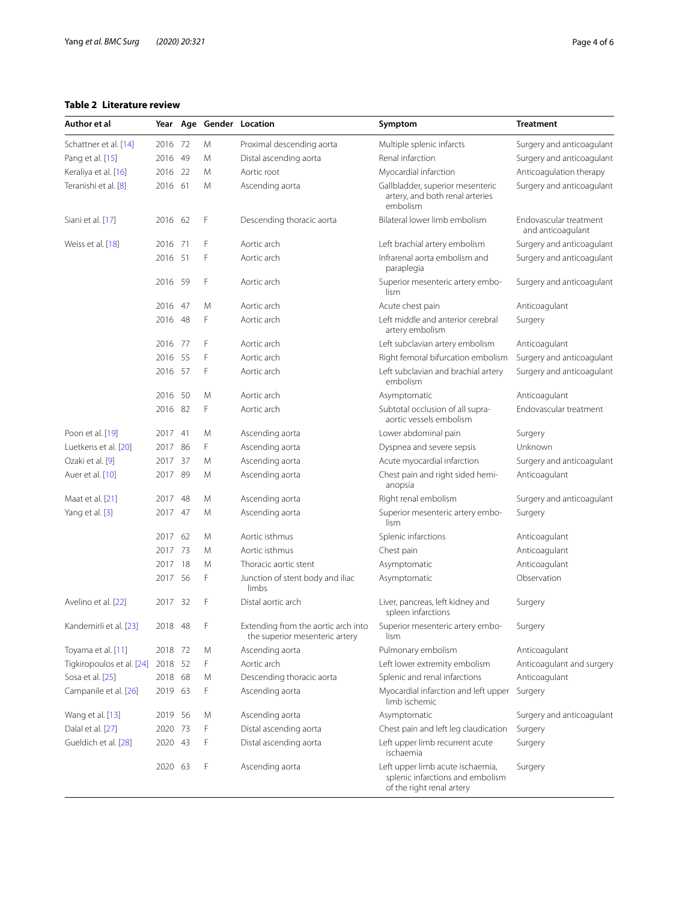**Table 2 Literature review**

| Author et al | Year | Age | Gender | Location | Symptom | Treatment |
|---|---|---|---|---|---|---|
| Schattner et al. [14] | 2016 | 72 | M | Proximal descending aorta | Multiple splenic infarcts | Surgery and anticoagulant |
| Pang et al. [15] | 2016 | 49 | M | Distal ascending aorta | Renal infarction | Surgery and anticoagulant |
| Keraliya et al. [16] | 2016 | 22 | M | Aortic root | Myocardial infarction | Anticoagulation therapy |
| Teranishi et al. [8] | 2016 | 61 | M | Ascending aorta | Gallbladder, superior mesenteric artery, and both renal arteries embolism | Surgery and anticoagulant |
| Siani et al. [17] | 2016 | 62 | F | Descending thoracic aorta | Bilateral lower limb embolism | Endovascular treatment and anticoagulant |
| Weiss et al. [18] | 2016 | 71 | F | Aortic arch | Left brachial artery embolism | Surgery and anticoagulant |
| | 2016 | 51 | F | Aortic arch | Infrarenal aorta embolism and paraplegia | Surgery and anticoagulant |
| | 2016 | 59 | F | Aortic arch | Superior mesenteric artery embolism | Surgery and anticoagulant |
| | 2016 | 47 | M | Aortic arch | Acute chest pain | Anticoagulant |
| | 2016 | 48 | F | Aortic arch | Left middle and anterior cerebral artery embolism | Surgery |
| | 2016 | 77 | F | Aortic arch | Left subclavian artery embolism | Anticoagulant |
| | 2016 | 55 | F | Aortic arch | Right femoral bifurcation embolism | Surgery and anticoagulant |
| | 2016 | 57 | F | Aortic arch | Left subclavian and brachial artery embolism | Surgery and anticoagulant |
| | 2016 | 50 | M | Aortic arch | Asymptomatic | Anticoagulant |
| | 2016 | 82 | F | Aortic arch | Subtotal occlusion of all supra-aortic vessels embolism | Endovascular treatment |
| Poon et al. [19] | 2017 | 41 | M | Ascending aorta | Lower abdominal pain | Surgery |
| Luetkens et al. [20] | 2017 | 86 | F | Ascending aorta | Dyspnea and severe sepsis | Unknown |
| Ozaki et al. [9] | 2017 | 37 | M | Ascending aorta | Acute myocardial infarction | Surgery and anticoagulant |
| Auer et al. [10] | 2017 | 89 | M | Ascending aorta | Chest pain and right sided hemianopsia | Anticoagulant |
| Maat et al. [21] | 2017 | 48 | M | Ascending aorta | Right renal embolism | Surgery and anticoagulant |
| Yang et al. [3] | 2017 | 47 | M | Ascending aorta | Superior mesenteric artery embolism | Surgery |
| | 2017 | 62 | M | Aortic isthmus | Splenic infarctions | Anticoagulant |
| | 2017 | 73 | M | Aortic isthmus | Chest pain | Anticoagulant |
| | 2017 | 18 | M | Thoracic aortic stent | Asymptomatic | Anticoagulant |
| | 2017 | 56 | F | Junction of stent body and iliac limbs | Asymptomatic | Observation |
| Avelino et al. [22] | 2017 | 32 | F | Distal aortic arch | Liver, pancreas, left kidney and spleen infarctions | Surgery |
| Kandemirli et al. [23] | 2018 | 48 | F | Extending from the aortic arch into the superior mesenteric artery | Superior mesenteric artery embolism | Surgery |
| Toyama et al. [11] | 2018 | 72 | M | Ascending aorta | Pulmonary embolism | Anticoagulant |
| Tigkiropoulos et al. [24] | 2018 | 52 | F | Aortic arch | Left lower extremity embolism | Anticoagulant and surgery |
| Sosa et al. [25] | 2018 | 68 | M | Descending thoracic aorta | Splenic and renal infarctions | Anticoagulant |
| Campanile et al. [26] | 2019 | 63 | F | Ascending aorta | Myocardial infarction and left upper limb ischemic | Surgery |
| Wang et al. [13] | 2019 | 56 | M | Ascending aorta | Asymptomatic | Surgery and anticoagulant |
| Dalal et al. [27] | 2020 | 73 | F | Distal ascending aorta | Chest pain and left leg claudication | Surgery |
| Gueldich et al. [28] | 2020 | 43 | F | Distal ascending aorta | Left upper limb recurrent acute ischaemia | Surgery |
| | 2020 | 63 | F | Ascending aorta | Left upper limb acute ischaemia, splenic infarctions and embolism of the right renal artery | Surgery |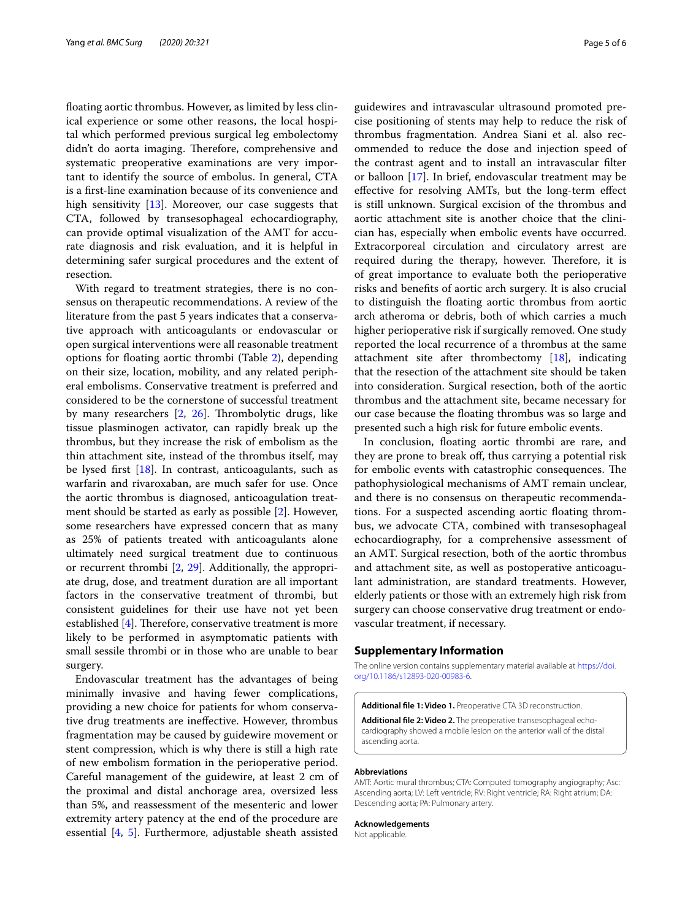floating aortic thrombus. However, as limited by less clinical experience or some other reasons, the local hospital which performed previous surgical leg embolectomy didn't do aorta imaging. Therefore, comprehensive and systematic preoperative examinations are very important to identify the source of embolus. In general, CTA is a first-line examination because of its convenience and high sensitivity [13]. Moreover, our case suggests that CTA, followed by transesophageal echocardiography, can provide optimal visualization of the AMT for accurate diagnosis and risk evaluation, and it is helpful in determining safer surgical procedures and the extent of resection.

With regard to treatment strategies, there is no consensus on therapeutic recommendations. A review of the literature from the past 5 years indicates that a conservative approach with anticoagulants and endovascular or open surgical interventions were all reasonable treatment options for floating aortic thrombi (Table 2), depending on their size, location, mobility, and any related peripheral embolisms. Conservative treatment is preferred and considered to be the cornerstone of successful treatment by many researchers [2, 26]. Thrombolytic drugs, like tissue plasminogen activator, can rapidly break up the thrombus, but they increase the risk of embolism as the thin attachment site, instead of the thrombus itself, may be lysed first [18]. In contrast, anticoagulants, such as warfarin and rivaroxaban, are much safer for use. Once the aortic thrombus is diagnosed, anticoagulation treatment should be started as early as possible [2]. However, some researchers have expressed concern that as many as 25% of patients treated with anticoagulants alone ultimately need surgical treatment due to continuous or recurrent thrombi [2, 29]. Additionally, the appropriate drug, dose, and treatment duration are all important factors in the conservative treatment of thrombi, but consistent guidelines for their use have not yet been established [4]. Therefore, conservative treatment is more likely to be performed in asymptomatic patients with small sessile thrombi or in those who are unable to bear surgery.

Endovascular treatment has the advantages of being minimally invasive and having fewer complications, providing a new choice for patients for whom conservative drug treatments are ineffective. However, thrombus fragmentation may be caused by guidewire movement or stent compression, which is why there is still a high rate of new embolism formation in the perioperative period. Careful management of the guidewire, at least 2 cm of the proximal and distal anchorage area, oversized less than 5%, and reassessment of the mesenteric and lower extremity artery patency at the end of the procedure are essential [4, 5]. Furthermore, adjustable sheath assisted guidewires and intravascular ultrasound promoted precise positioning of stents may help to reduce the risk of thrombus fragmentation. Andrea Siani et al. also recommended to reduce the dose and injection speed of the contrast agent and to install an intravascular filter or balloon [17]. In brief, endovascular treatment may be effective for resolving AMTs, but the long-term effect is still unknown. Surgical excision of the thrombus and aortic attachment site is another choice that the clinician has, especially when embolic events have occurred. Extracorporeal circulation and circulatory arrest are required during the therapy, however. Therefore, it is of great importance to evaluate both the perioperative risks and benefits of aortic arch surgery. It is also crucial to distinguish the floating aortic thrombus from aortic arch atheroma or debris, both of which carries a much higher perioperative risk if surgically removed. One study reported the local recurrence of a thrombus at the same attachment site after thrombectomy [18], indicating that the resection of the attachment site should be taken into consideration. Surgical resection, both of the aortic thrombus and the attachment site, became necessary for our case because the floating thrombus was so large and presented such a high risk for future embolic events.

In conclusion, floating aortic thrombi are rare, and they are prone to break off, thus carrying a potential risk for embolic events with catastrophic consequences. The pathophysiological mechanisms of AMT remain unclear, and there is no consensus on therapeutic recommendations. For a suspected ascending aortic floating thrombus, we advocate CTA, combined with transesophageal echocardiography, for a comprehensive assessment of an AMT. Surgical resection, both of the aortic thrombus and attachment site, as well as postoperative anticoagulant administration, are standard treatments. However, elderly patients or those with an extremely high risk from surgery can choose conservative drug treatment or endovascular treatment, if necessary.

## Supplementary Information

The online version contains supplementary material available at https://doi.org/10.1186/s12893-020-00983-6.

**Additional file 1: Video 1.** Preoperative CTA 3D reconstruction.

**Additional file 2: Video 2.** The preoperative transesophageal echocardiography showed a mobile lesion on the anterior wall of the distal ascending aorta.

### Abbreviations

AMT: Aortic mural thrombus; CTA: Computed tomography angiography; Asc: Ascending aorta; LV: Left ventricle; RV: Right ventricle; RA: Right atrium; DA: Descending aorta; PA: Pulmonary artery.

### Acknowledgements

Not applicable.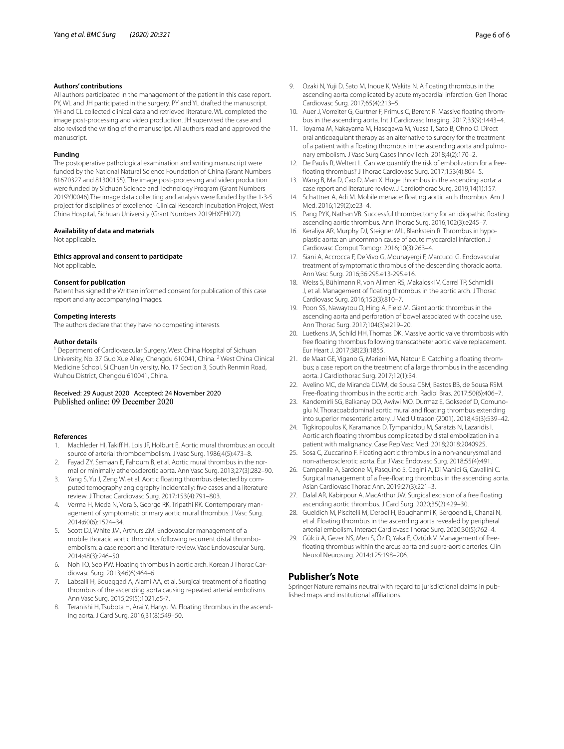#### Authors' contributions

All authors participated in the management of the patient in this case report. PY, WL and JH participated in the surgery. PY and YL drafted the manuscript. YH and CL collected clinical data and retrieved literature. WL completed the image post-processing and video production. JH supervised the case and also revised the writing of the manuscript. All authors read and approved the manuscript.

#### Funding

The postoperative pathological examination and writing manuscript were funded by the National Natural Science Foundation of China (Grant Numbers 81670327 and 81300155). The image post-processing and video production were funded by Sichuan Science and Technology Program (Grant Numbers 2019YJ0046).The image data collecting and analysis were funded by the 1·3·5 project for disciplines of excellence–Clinical Research Incubation Project, West China Hospital, Sichuan University (Grant Numbers 2019HXFH027).

#### Availability of data and materials

Not applicable.

#### Ethics approval and consent to participate

Not applicable.

#### Consent for publication

Patient has signed the Written informed consent for publication of this case report and any accompanying images.

#### Competing interests

The authors declare that they have no competing interests.

#### Author details

[1] Department of Cardiovascular Surgery, West China Hospital of Sichuan University, No. 37 Guo Xue Alley, Chengdu 610041, China. [2] West China Clinical Medicine School, Si Chuan University, No. 17 Section 3, South Renmin Road, Wuhou District, Chengdu 610041, China.

Received: 29 August 2020 Accepted: 24 November 2020
Published online: 09 December 2020

#### References

1. Machleder HI, Takiff H, Lois JF, Holburt E. Aortic mural thrombus: an occult source of arterial thromboembolism. J Vasc Surg. 1986;4(5):473–8.
2. Fayad ZY, Semaan E, Fahoum B, et al. Aortic mural thrombus in the normal or minimally atherosclerotic aorta. Ann Vasc Surg. 2013;27(3):282–90.
3. Yang S, Yu J, Zeng W, et al. Aortic floating thrombus detected by computed tomography angiography incidentally: five cases and a literature review. J Thorac Cardiovasc Surg. 2017;153(4):791–803.
4. Verma H, Meda N, Vora S, George RK, Tripathi RK. Contemporary management of symptomatic primary aortic mural thrombus. J Vasc Surg. 2014;60(6):1524–34.
5. Scott DJ, White JM, Arthurs ZM. Endovascular management of a mobile thoracic aortic thrombus following recurrent distal thromboembolism: a case report and literature review. Vasc Endovascular Surg. 2014;48(3):246–50.
6. Noh TO, Seo PW. Floating thrombus in aortic arch. Korean J Thorac Cardiovasc Surg. 2013;46(6):464–6.
7. Labsaili H, Bouaggad A, Alami AA, et al. Surgical treatment of a floating thrombus of the ascending aorta causing repeated arterial embolisms. Ann Vasc Surg. 2015;29(5):1021.e5-7.
8. Teranishi H, Tsubota H, Arai Y, Hanyu M. Floating thrombus in the ascending aorta. J Card Surg. 2016;31(8):549–50.
9. Ozaki N, Yuji D, Sato M, Inoue K, Wakita N. A floating thrombus in the ascending aorta complicated by acute myocardial infarction. Gen Thorac Cardiovasc Surg. 2017;65(4):213–5.
10. Auer J, Vorreiter G, Gurtner F, Primus C, Berent R. Massive floating thrombus in the ascending aorta. Int J Cardiovasc Imaging. 2017;33(9):1443–4.
11. Toyama M, Nakayama M, Hasegawa M, Yuasa T, Sato B, Ohno O. Direct oral anticoagulant therapy as an alternative to surgery for the treatment of a patient with a floating thrombus in the ascending aorta and pulmonary embolism. J Vasc Surg Cases Innov Tech. 2018;4(2):170–2.
12. De Paulis R, Weltert L. Can we quantify the risk of embolization for a free-floating thrombus? J Thorac Cardiovasc Surg. 2017;153(4):804–5.
13. Wang B, Ma D, Cao D, Man X. Huge thrombus in the ascending aorta: a case report and literature review. J Cardiothorac Surg. 2019;14(1):157.
14. Schattner A, Adi M. Mobile menace: floating aortic arch thrombus. Am J Med. 2016;129(2):e23–4.
15. Pang PYK, Nathan VB. Successful thrombectomy for an idiopathic floating ascending aortic thrombus. Ann Thorac Surg. 2016;102(3):e245–7.
16. Keraliya AR, Murphy DJ, Steigner ML, Blankstein R. Thrombus in hypoplastic aorta: an uncommon cause of acute myocardial infarction. J Cardiovasc Comput Tomogr. 2016;10(3):263–4.
17. Siani A, Accrocca F, De Vivo G, Mounayergi F, Marcucci G. Endovascular treatment of symptomatic thrombus of the descending thoracic aorta. Ann Vasc Surg. 2016;36:295.e13-295.e16.
18. Weiss S, Bühlmann R, von Allmen RS, Makaloski V, Carrel TP, Schmidli J, et al. Management of floating thrombus in the aortic arch. J Thorac Cardiovasc Surg. 2016;152(3):810–7.
19. Poon SS, Nawaytou O, Hing A, Field M. Giant aortic thrombus in the ascending aorta and perforation of bowel associated with cocaine use. Ann Thorac Surg. 2017;104(3):e219–20.
20. Luetkens JA, Schild HH, Thomas DK. Massive aortic valve thrombosis with free floating thrombus following transcatheter aortic valve replacement. Eur Heart J. 2017;38(23):1855.
21. de Maat GE, Vigano G, Mariani MA, Natour E. Catching a floating thrombus; a case report on the treatment of a large thrombus in the ascending aorta. J Cardiothorac Surg. 2017;12(1):34.
22. Avelino MC, de Miranda CLVM, de Sousa CSM, Bastos BB, de Sousa RSM. Free-floating thrombus in the aortic arch. Radiol Bras. 2017;50(6):406–7.
23. Kandemirli SG, Balkanay OO, Awiwi MO, Durmaz E, Goksedef D, Comunoglu N. Thoracoabdominal aortic mural and floating thrombus extending into superior mesenteric artery. J Med Ultrason (2001). 2018;45(3):539–42.
24. Tigkiropoulos K, Karamanos D, Tympanidou M, Saratzis N, Lazaridis I. Aortic arch floating thrombus complicated by distal embolization in a patient with malignancy. Case Rep Vasc Med. 2018;2018:2040925.
25. Sosa C, Zuccarino F. Floating aortic thrombus in a non-aneurysmal and non-atherosclerotic aorta. Eur J Vasc Endovasc Surg. 2018;55(4):491.
26. Campanile A, Sardone M, Pasquino S, Cagini A, Di Manici G, Cavallini C. Surgical management of a free-floating thrombus in the ascending aorta. Asian Cardiovasc Thorac Ann. 2019;27(3):221–3.
27. Dalal AR, Kabirpour A, MacArthur JW. Surgical excision of a free floating ascending aortic thrombus. J Card Surg. 2020;35(2):429–30.
28. Gueldich M, Piscitelli M, Derbel H, Boughanmi K, Bergoend E, Chanai N, et al. Floating thrombus in the ascending aorta revealed by peripheral arterial embolism. Interact Cardiovasc Thorac Surg. 2020;30(5):762–4.
29. Gülcü A, Gezer NS, Men S, Öz D, Yaka E, Öztürk V. Management of free-floating thrombus within the arcus aorta and supra-aortic arteries. Clin Neurol Neurosurg. 2014;125:198–206.

## Publisher's Note

Springer Nature remains neutral with regard to jurisdictional claims in published maps and institutional affiliations.